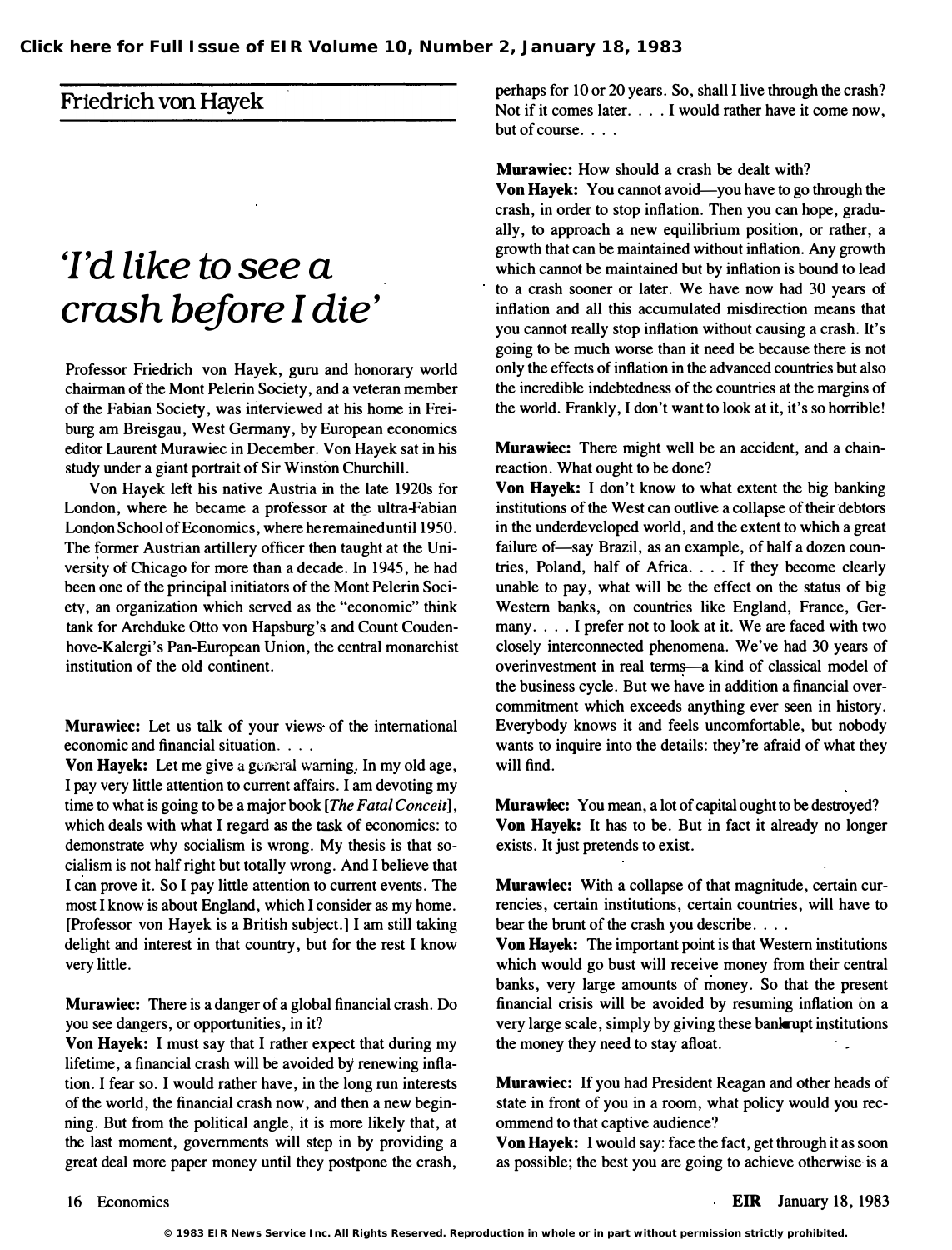## Friedrich von Hayek

# 'I'd like to see a crash before I die'

Professor Friedrich von Hayek, guru and honorary world chairman of the Mont Pelerin Society, and a veteran member of the Fabian Society, was interviewed at his home in Freiburg am Breisgau, West Germany, by European economics editor Laurent Murawiec in December. Von Hayek sat in his study under a giant portrait of Sir Winston Churchill.

Von Hayek left his native Austria in the late 1920s for London, where he became a professor at the ultra-Fabian London School of Economics, where he remained until 1950. The former Austrian artillery officer then taught at the University of Chicago for more than a decade. In 1945, he had been one of the principal initiators of the Mont Pelerin Society, an organization which served as the "economic" think tank for Archduke Otto von Hapsburg's and Count Coudenhove-Kalergi's Pan-European Union, the central monarchist institution of the old continent.

**Murawiec:** Let us talk of your views of the international economic and financial situation. . . .

**Von Hayek:** Let me give a general warning. In my old age, I pay very little attention to current affairs. I am devoting my time to what is going to be a major book [*The Fatal Conceit*], which deals with what I regard as the task of economics: to demonstrate why socialism is wrong. My thesis is that socialism is not half right but totally wrong. And I believe that I can prove it. So I pay little attention to current events. The most I know is about England, which I consider as my home. [Professor von Hayek is a British subject.] I am still taking delight and interest in that country, but for the rest I know very little.

**Murawiec:** There is a danger of a global financial crash. Do you see dangers, or opportunities, in it?

**Von Hayek:** I must say that I rather expect that during my lifetime, a financial crash will be avoided by renewing inflation. I fear so. I would rather have, in the long run interests of the world, the financial crash now, and then a new beginning. But from the political angle, it is more likely that, at the last moment, governments will step in by providing a great deal more paper money until they postpone the crash, perhaps for 10 or 20 years. So, shall I live through the crash? Not if it comes later. . . . I would rather have it come now, but of course. . . .

**Murawiec:** How should a crash be dealt with?

**Von Hayek:** You cannot avoid—you have to go through the crash, in order to stop inflation. Then you can hope, gradually, to approach a new equilibrium position, or rather, a growth that can be maintained without inflation. Any growth which cannot be maintained but by inflation is bound to lead to a crash sooner or later. We have now had 30 years of inflation and all this accumulated misdirection means that you cannot really stop inflation without causing a crash. It's going to be much worse than it need be because there is not only the effects of inflation in the advanced countries but also the incredible indebtedness of the countries at the margins of the world. Frankly, I don't want to look at it, it's so horrible!

**Murawiec:** There might well be an accident, and a chain-reaction. What ought to be done?

**Von Hayek:** I don't know to what extent the big banking institutions of the West can outlive a collapse of their debtors in the underdeveloped world, and the extent to which a great failure of—say Brazil, as an example, of half a dozen countries, Poland, half of Africa. . . . If they become clearly unable to pay, what will be the effect on the status of big Western banks, on countries like England, France, Germany. . . . I prefer not to look at it. We are faced with two closely interconnected phenomena. We've had 30 years of overinvestment in real terms—a kind of classical model of the business cycle. But we have in addition a financial overcommitment which exceeds anything ever seen in history. Everybody knows it and feels uncomfortable, but nobody wants to inquire into the details: they're afraid of what they will find.

**Murawiec:** You mean, a lot of capital ought to be destroyed?

**Von Hayek:** It has to be. But in fact it already no longer exists. It just pretends to exist.

**Murawiec:** With a collapse of that magnitude, certain currencies, certain institutions, certain countries, will have to bear the brunt of the crash you describe. . . .

**Von Hayek:** The important point is that Western institutions which would go bust will receive money from their central banks, very large amounts of money. So that the present financial crisis will be avoided by resuming inflation on a very large scale, simply by giving these bankrupt institutions the money they need to stay afloat.

**Murawiec:** If you had President Reagan and other heads of state in front of you in a room, what policy would you recommend to that captive audience?

**Von Hayek:** I would say: face the fact, get through it as soon as possible; the best you are going to achieve otherwise is a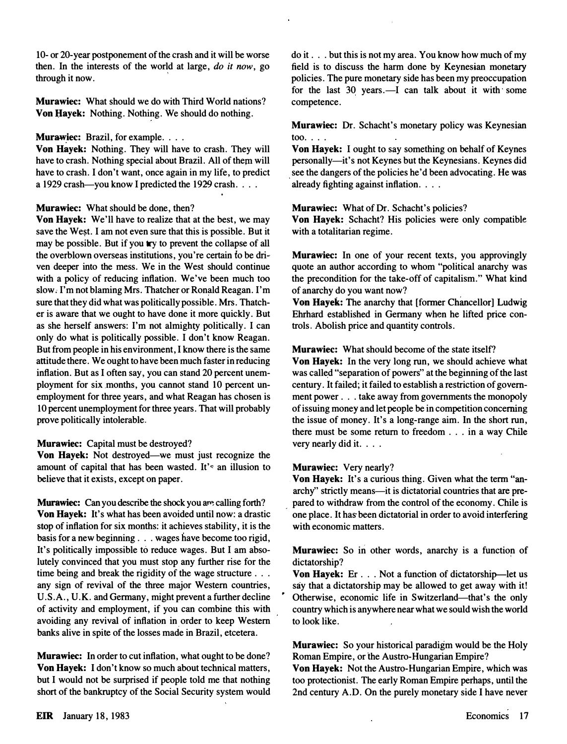10- or 20-year postponement of the crash and it will be worse then. In the interests of the world at large, *do it now*, go through it now.

**Murawiec:** What should we do with Third World nations?
**Von Hayek:** Nothing. Nothing. We should do nothing.

**Murawiec:** Brazil, for example. . . .
**Von Hayek:** Nothing. They will have to crash. They will have to crash. Nothing special about Brazil. All of them will have to crash. I don't want, once again in my life, to predict a 1929 crash—you know I predicted the 1929 crash. . . .

**Murawiec:** What should be done, then?
**Von Hayek:** We'll have to realize that at the best, we may save the West. I am not even sure that this is possible. But it may be possible. But if you try to prevent the collapse of all the overblown overseas institutions, you're certain to be driven deeper into the mess. We in the West should continue with a policy of reducing inflation. We've been much too slow. I'm not blaming Mrs. Thatcher or Ronald Reagan. I'm sure that they did what was politically possible. Mrs. Thatcher is aware that we ought to have done it more quickly. But as she herself answers: I'm not almighty politically. I can only do what is politically possible. I don't know Reagan. But from people in his environment, I know there is the same attitude there. We ought to have been much faster in reducing inflation. But as I often say, you can stand 20 percent unemployment for six months, you cannot stand 10 percent unemployment for three years, and what Reagan has chosen is 10 percent unemployment for three years. That will probably prove politically intolerable.

**Murawiec:** Capital must be destroyed?
**Von Hayek:** Not destroyed—we must just recognize the amount of capital that has been wasted. It's an illusion to believe that it exists, except on paper.

**Murawiec:** Can you describe the shock you are calling forth?
**Von Hayek:** It's what has been avoided until now: a drastic stop of inflation for six months: it achieves stability, it is the basis for a new beginning . . . wages have become too rigid, It's politically impossible to reduce wages. But I am absolutely convinced that you must stop any further rise for the time being and break the rigidity of the wage structure . . . any sign of revival of the three major Western countries, U.S.A., U.K. and Germany, might prevent a further decline of activity and employment, if you can combine this with avoiding any revival of inflation in order to keep Western banks alive in spite of the losses made in Brazil, etcetera.

**Murawiec:** In order to cut inflation, what ought to be done?
**Von Hayek:** I don't know so much about technical matters, but I would not be surprised if people told me that nothing short of the bankruptcy of the Social Security system would do it . . . but this is not my area. You know how much of my field is to discuss the harm done by Keynesian monetary policies. The pure monetary side has been my preoccupation for the last 30 years.—I can talk about it with some competence.

**Murawiec:** Dr. Schacht's monetary policy was Keynesian too. . . .
**Von Hayek:** I ought to say something on behalf of Keynes personally—it's not Keynes but the Keynesians. Keynes did see the dangers of the policies he'd been advocating. He was already fighting against inflation. . . .

**Murawiec:** What of Dr. Schacht's policies?
**Von Hayek:** Schacht? His policies were only compatible with a totalitarian regime.

**Murawiec:** In one of your recent texts, you approvingly quote an author according to whom "political anarchy was the precondition for the take-off of capitalism." What kind of anarchy do you want now?
**Von Hayek:** The anarchy that [former Chancellor] Ludwig Ehrhard established in Germany when he lifted price controls. Abolish price and quantity controls.

**Murawiec:** What should become of the state itself?
**Von Hayek:** In the very long run, we should achieve what was called "separation of powers" at the beginning of the last century. It failed; it failed to establish a restriction of government power . . . take away from governments the monopoly of issuing money and let people be in competition concerning the issue of money. It's a long-range aim. In the short run, there must be some return to freedom . . . in a way Chile very nearly did it. . . .

**Murawiec:** Very nearly?
**Von Hayek:** It's a curious thing. Given what the term "anarchy" strictly means—it is dictatorial countries that are prepared to withdraw from the control of the economy. Chile is one place. It has been dictatorial in order to avoid interfering with economic matters.

**Murawiec:** So in other words, anarchy is a function of dictatorship?
**Von Hayek:** Er . . . Not a function of dictatorship—let us say that a dictatorship may be allowed to get away with it! Otherwise, economic life in Switzerland—that's the only country which is anywhere near what we sould wish the world to look like.

**Murawiec:** So your historical paradigm would be the Holy Roman Empire, or the Austro-Hungarian Empire?
**Von Hayek:** Not the Austro-Hungarian Empire, which was too protectionist. The early Roman Empire perhaps, until the 2nd century A.D. On the purely monetary side I have never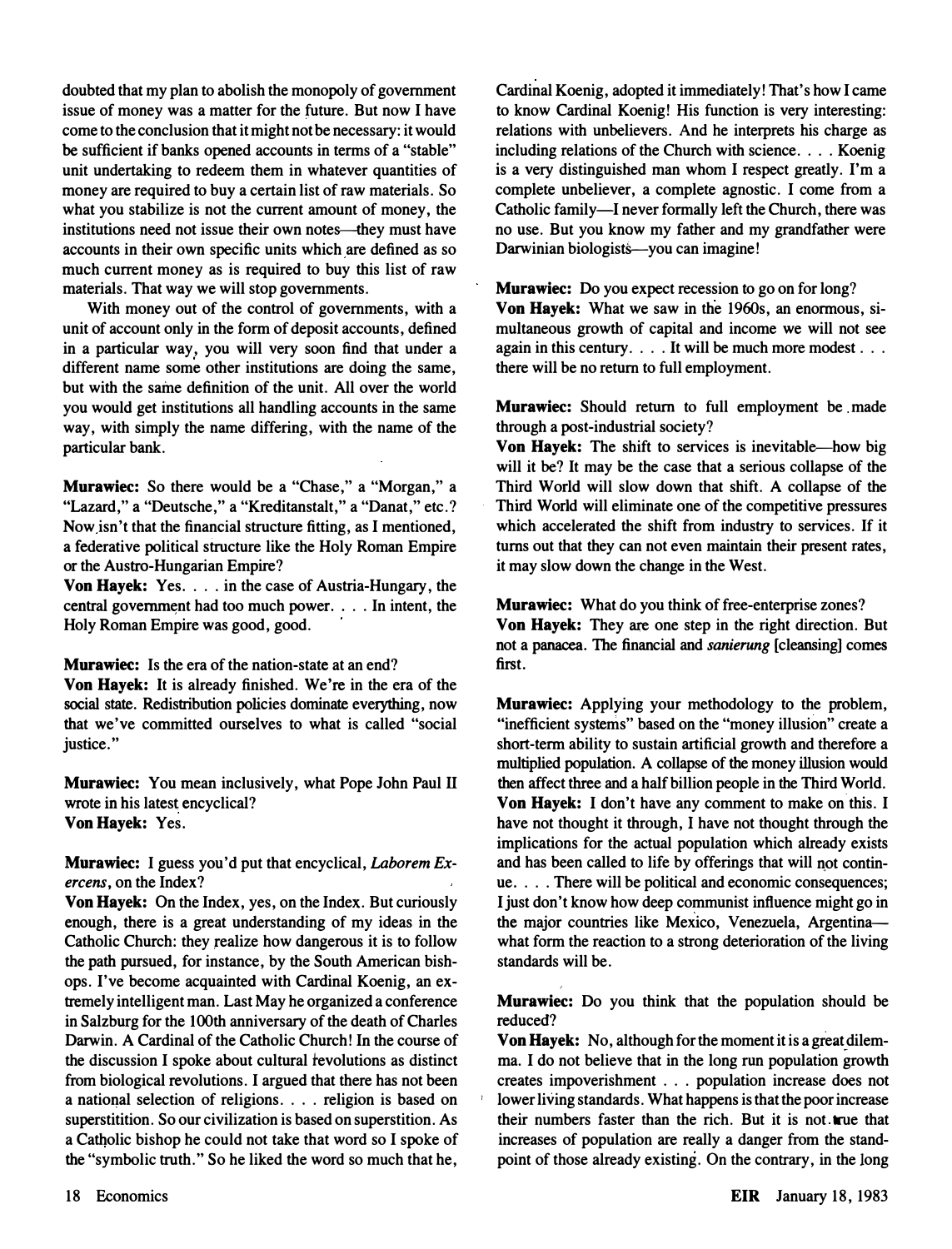doubted that my plan to abolish the monopoly of government issue of money was a matter for the future. But now I have come to the conclusion that it might not be necessary: it would be sufficient if banks opened accounts in terms of a "stable" unit undertaking to redeem them in whatever quantities of money are required to buy a certain list of raw materials. So what you stabilize is not the current amount of money, the institutions need not issue their own notes—they must have accounts in their own specific units which are defined as so much current money as is required to buy this list of raw materials. That way we will stop governments.

With money out of the control of governments, with a unit of account only in the form of deposit accounts, defined in a particular way, you will very soon find that under a different name some other institutions are doing the same, but with the same definition of the unit. All over the world you would get institutions all handling accounts in the same way, with simply the name differing, with the name of the particular bank.

**Murawiec:** So there would be a "Chase," a "Morgan," a "Lazard," a "Deutsche," a "Kreditanstalt," a "Danat," etc.? Now isn't that the financial structure fitting, as I mentioned, a federative political structure like the Holy Roman Empire or the Austro-Hungarian Empire?

**Von Hayek:** Yes. . . . in the case of Austria-Hungary, the central government had too much power. . . . In intent, the Holy Roman Empire was good, good.

**Murawiec:** Is the era of the nation-state at an end?

**Von Hayek:** It is already finished. We're in the era of the social state. Redistribution policies dominate everything, now that we've committed ourselves to what is called "social justice."

**Murawiec:** You mean inclusively, what Pope John Paul II wrote in his latest encyclical?

**Von Hayek:** Yes.

**Murawiec:** I guess you'd put that encyclical, *Laborem Exercens*, on the Index?

**Von Hayek:** On the Index, yes, on the Index. But curiously enough, there is a great understanding of my ideas in the Catholic Church: they realize how dangerous it is to follow the path pursued, for instance, by the South American bishops. I've become acquainted with Cardinal Koenig, an extremely intelligent man. Last May he organized a conference in Salzburg for the 100th anniversary of the death of Charles Darwin. A Cardinal of the Catholic Church! In the course of the discussion I spoke about cultural revolutions as distinct from biological revolutions. I argued that there has not been a national selection of religions. . . . religion is based on superstitition. So our civilization is based on superstition. As a Catholic bishop he could not take that word so I spoke of the "symbolic truth." So he liked the word so much that he, Cardinal Koenig, adopted it immediately! That's how I came to know Cardinal Koenig! His function is very interesting: relations with unbelievers. And he interprets his charge as including relations of the Church with science. . . . Koenig is a very distinguished man whom I respect greatly. I'm a complete unbeliever, a complete agnostic. I come from a Catholic family—I never formally left the Church, there was no use. But you know my father and my grandfather were Darwinian biologists—you can imagine!

**Murawiec:** Do you expect recession to go on for long?

**Von Hayek:** What we saw in the 1960s, an enormous, simultaneous growth of capital and income we will not see again in this century. . . . It will be much more modest . . . there will be no return to full employment.

**Murawiec:** Should return to full employment be made through a post-industrial society?

**Von Hayek:** The shift to services is inevitable—how big will it be? It may be the case that a serious collapse of the Third World will slow down that shift. A collapse of the Third World will eliminate one of the competitive pressures which accelerated the shift from industry to services. If it turns out that they can not even maintain their present rates, it may slow down the change in the West.

**Murawiec:** What do you think of free-enterprise zones?

**Von Hayek:** They are one step in the right direction. But not a panacea. The financial and *sanierung* [cleansing] comes first.

**Murawiec:** Applying your methodology to the problem, "inefficient systems" based on the "money illusion" create a short-term ability to sustain artificial growth and therefore a multiplied population. A collapse of the money illusion would then affect three and a half billion people in the Third World.

**Von Hayek:** I don't have any comment to make on this. I have not thought it through, I have not thought through the implications for the actual population which already exists and has been called to life by offerings that will not continue. . . . There will be political and economic consequences; I just don't know how deep communist influence might go in the major countries like Mexico, Venezuela, Argentina—what form the reaction to a strong deterioration of the living standards will be.

**Murawiec:** Do you think that the population should be reduced?

**Von Hayek:** No, although for the moment it is a great dilemma. I do not believe that in the long run population growth creates impoverishment . . . population increase does not lower living standards. What happens is that the poor increase their numbers faster than the rich. But it is not true that increases of population are really a danger from the standpoint of those already existing. On the contrary, in the long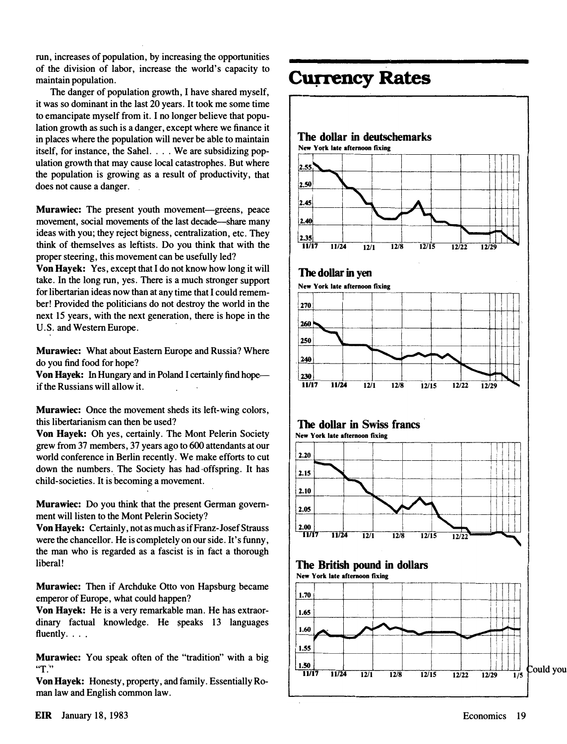run, increases of population, by increasing the opportunities of the division of labor, increase the world's capacity to maintain population.

The danger of population growth, I have shared myself, it was so dominant in the last 20 years. It took me some time to emancipate myself from it. I no longer believe that population growth as such is a danger, except where we finance it in places where the population will never be able to maintain itself, for instance, the Sahel. . . . We are subsidizing population growth that may cause local catastrophes. But where the population is growing as a result of productivity, that does not cause a danger.

**Murawiec:** The present youth movement—greens, peace movement, social movements of the last decade—share many ideas with you; they reject bigness, centralization, etc. They think of themselves as leftists. Do you think that with the proper steering, this movement can be usefully led?

**Von Hayek:** Yes, except that I do not know how long it will take. In the long run, yes. There is a much stronger support for libertarian ideas now than at any time that I could remember! Provided the politicians do not destroy the world in the next 15 years, with the next generation, there is hope in the U.S. and Western Europe.

**Murawiec:** What about Eastern Europe and Russia? Where do you find food for hope?

**Von Hayek:** In Hungary and in Poland I certainly find hope—if the Russians will allow it.

**Murawiec:** Once the movement sheds its left-wing colors, this libertarianism can then be used?

**Von Hayek:** Oh yes, certainly. The Mont Pelerin Society grew from 37 members, 37 years ago to 600 attendants at our world conference in Berlin recently. We make efforts to cut down the numbers. The Society has had offspring. It has child-societies. It is becoming a movement.

**Murawiec:** Do you think that the present German government will listen to the Mont Pelerin Society?

**Von Hayek:** Certainly, not as much as if Franz-Josef Strauss were the chancellor. He is completely on our side. It's funny, the man who is regarded as a fascist is in fact a thorough liberal!

**Murawiec:** Then if Archduke Otto von Hapsburg became emperor of Europe, what could happen?

**Von Hayek:** He is a very remarkable man. He has extraordinary factual knowledge. He speaks 13 languages fluently. . . .

**Murawiec:** You speak often of the "tradition" with a big "T."

**Von Hayek:** Honesty, property, and family. Essentially Roman law and English common law.

# Currency Rates

### The dollar in deutschemarks

New York late afternoon fixing

2.55
2.50
2.45
2.40
2.35
11/17 11/24 12/1 12/8 12/15 12/22 12/29

### The dollar in yen

New York late afternoon fixing

270
260
250
240
230
11/17 11/24 12/1 12/8 12/15 12/22 12/29

### The dollar in Swiss francs

New York late afternoon fixing

2.20
2.15
2.10
2.05
2.00
11/17 11/24 12/1 12/8 12/15 12/22

### The British pound in dollars

New York late afternoon fixing

1.70
1.65
1.60
1.55
1.50
11/17 11/24 12/1 12/8 12/15 12/22 12/29 1/5

Could you